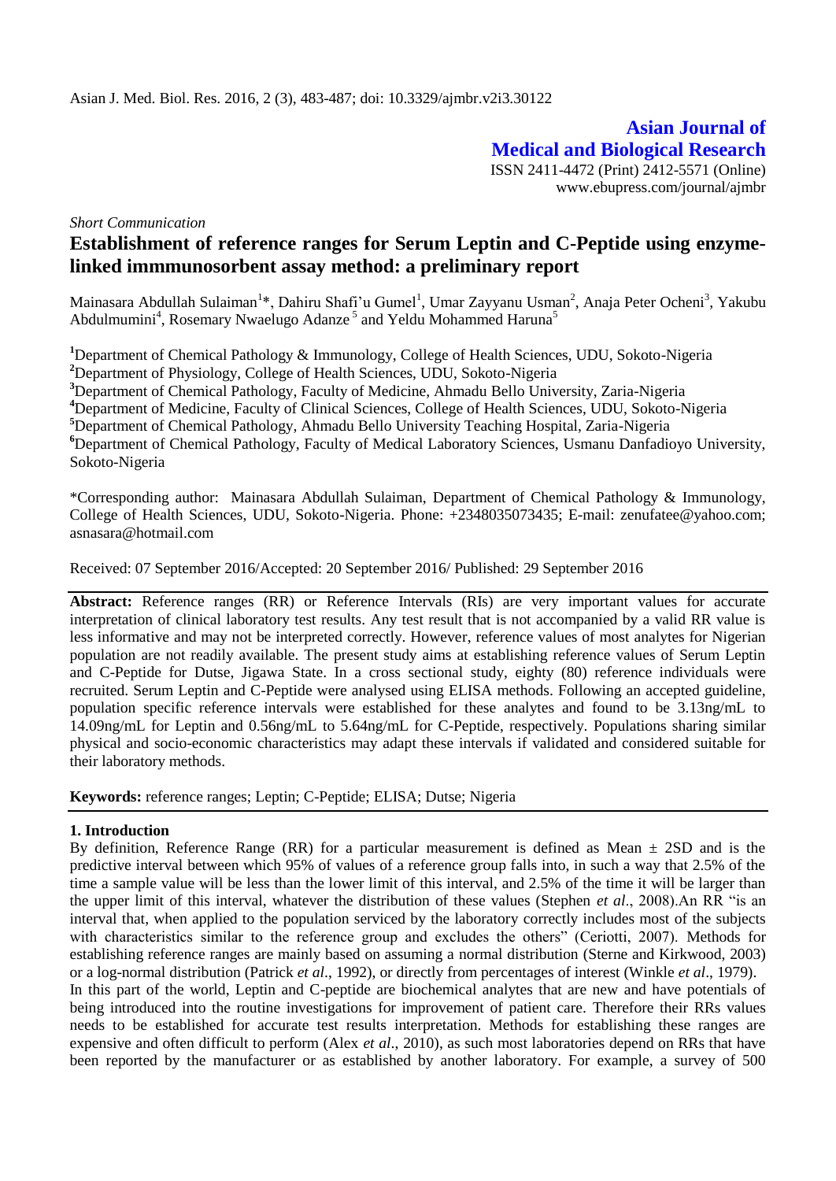*Short Communication*

# Establishment of reference ranges for Serum Leptin and C-Peptide using enzyme-linked immmunosorbent assay method: a preliminary report

Mainasara Abdullah Sulaiman[1]*, Dahiru Shafi'u Gumel[1], Umar Zayyanu Usman[2], Anaja Peter Ocheni[3], Yakubu Abdulmumini[4], Rosemary Nwaelugo Adanze[5] and Yeldu Mohammed Haruna[5]

[1]Department of Chemical Pathology & Immunology, College of Health Sciences, UDU, Sokoto-Nigeria
[2]Department of Physiology, College of Health Sciences, UDU, Sokoto-Nigeria
[3]Department of Chemical Pathology, Faculty of Medicine, Ahmadu Bello University, Zaria-Nigeria
[4]Department of Medicine, Faculty of Clinical Sciences, College of Health Sciences, UDU, Sokoto-Nigeria
[5]Department of Chemical Pathology, Ahmadu Bello University Teaching Hospital, Zaria-Nigeria
[6]Department of Chemical Pathology, Faculty of Medical Laboratory Sciences, Usmanu Danfadioyo University, Sokoto-Nigeria

*Corresponding author: Mainasara Abdullah Sulaiman, Department of Chemical Pathology & Immunology, College of Health Sciences, UDU, Sokoto-Nigeria. Phone: +2348035073435; E-mail: zenufatee@yahoo.com; asnasara@hotmail.com

Received: 07 September 2016/Accepted: 20 September 2016/ Published: 29 September 2016

**Abstract:** Reference ranges (RR) or Reference Intervals (RIs) are very important values for accurate interpretation of clinical laboratory test results. Any test result that is not accompanied by a valid RR value is less informative and may not be interpreted correctly. However, reference values of most analytes for Nigerian population are not readily available. The present study aims at establishing reference values of Serum Leptin and C-Peptide for Dutse, Jigawa State. In a cross sectional study, eighty (80) reference individuals were recruited. Serum Leptin and C-Peptide were analysed using ELISA methods. Following an accepted guideline, population specific reference intervals were established for these analytes and found to be 3.13ng/mL to 14.09ng/mL for Leptin and 0.56ng/mL to 5.64ng/mL for C-Peptide, respectively. Populations sharing similar physical and socio-economic characteristics may adapt these intervals if validated and considered suitable for their laboratory methods.

**Keywords:** reference ranges; Leptin; C-Peptide; ELISA; Dutse; Nigeria

## 1. Introduction

By definition, Reference Range (RR) for a particular measurement is defined as Mean ± 2SD and is the predictive interval between which 95% of values of a reference group falls into, in such a way that 2.5% of the time a sample value will be less than the lower limit of this interval, and 2.5% of the time it will be larger than the upper limit of this interval, whatever the distribution of these values (Stephen *et al*., 2008).An RR "is an interval that, when applied to the population serviced by the laboratory correctly includes most of the subjects with characteristics similar to the reference group and excludes the others" (Ceriotti, 2007). Methods for establishing reference ranges are mainly based on assuming a normal distribution (Sterne and Kirkwood, 2003) or a log-normal distribution (Patrick *et al*., 1992), or directly from percentages of interest (Winkle *et al*., 1979).

In this part of the world, Leptin and C-peptide are biochemical analytes that are new and have potentials of being introduced into the routine investigations for improvement of patient care. Therefore their RRs values needs to be established for accurate test results interpretation. Methods for establishing these ranges are expensive and often difficult to perform (Alex *et al*., 2010), as such most laboratories depend on RRs that have been reported by the manufacturer or as established by another laboratory. For example, a survey of 500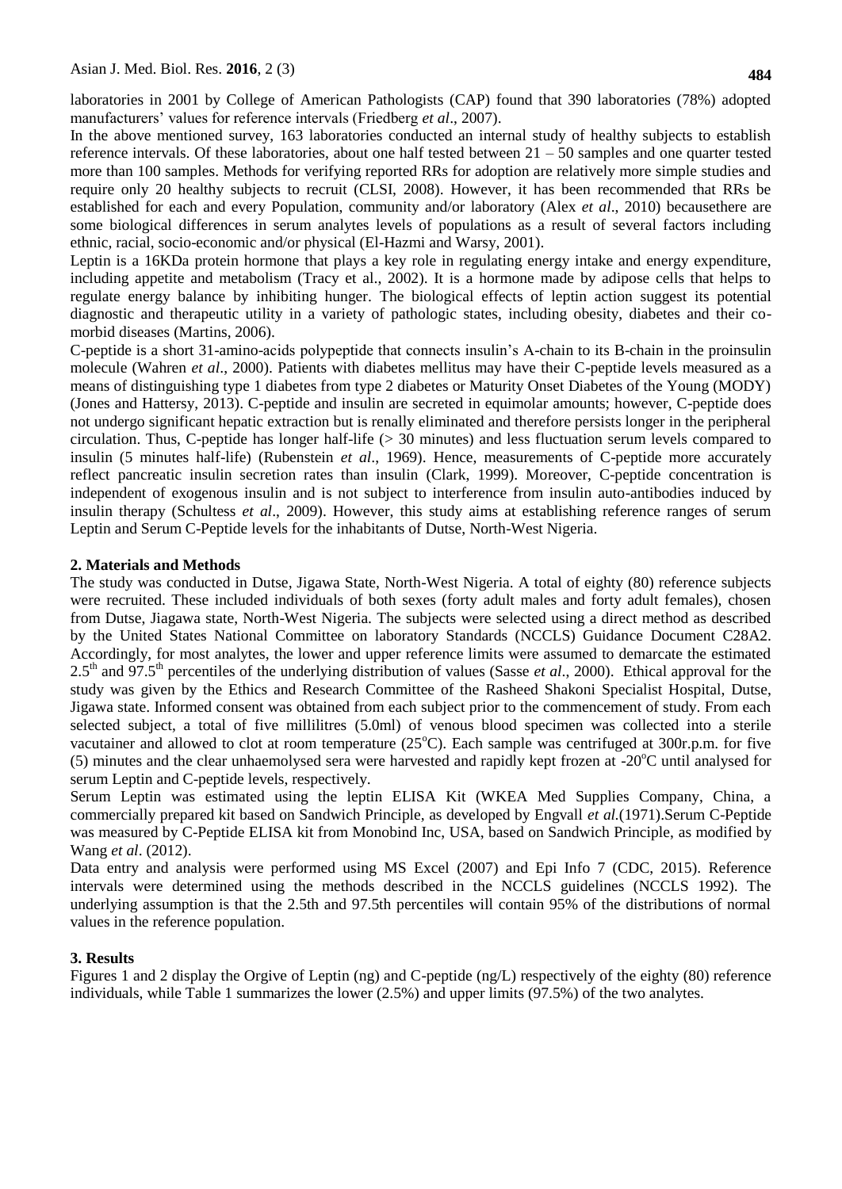laboratories in 2001 by College of American Pathologists (CAP) found that 390 laboratories (78%) adopted manufacturers' values for reference intervals (Friedberg *et al*., 2007).

In the above mentioned survey, 163 laboratories conducted an internal study of healthy subjects to establish reference intervals. Of these laboratories, about one half tested between 21 – 50 samples and one quarter tested more than 100 samples. Methods for verifying reported RRs for adoption are relatively more simple studies and require only 20 healthy subjects to recruit (CLSI, 2008). However, it has been recommended that RRs be established for each and every Population, community and/or laboratory (Alex *et al*., 2010) becausethere are some biological differences in serum analytes levels of populations as a result of several factors including ethnic, racial, socio-economic and/or physical (El-Hazmi and Warsy, 2001).

Leptin is a 16KDa protein hormone that plays a key role in regulating energy intake and energy expenditure, including appetite and metabolism (Tracy et al., 2002). It is a hormone made by adipose cells that helps to regulate energy balance by inhibiting hunger. The biological effects of leptin action suggest its potential diagnostic and therapeutic utility in a variety of pathologic states, including obesity, diabetes and their co-morbid diseases (Martins, 2006).

C-peptide is a short 31-amino-acids polypeptide that connects insulin's A-chain to its B-chain in the proinsulin molecule (Wahren *et al*., 2000). Patients with diabetes mellitus may have their C-peptide levels measured as a means of distinguishing type 1 diabetes from type 2 diabetes or Maturity Onset Diabetes of the Young (MODY) (Jones and Hattersy, 2013). C-peptide and insulin are secreted in equimolar amounts; however, C-peptide does not undergo significant hepatic extraction but is renally eliminated and therefore persists longer in the peripheral circulation. Thus, C-peptide has longer half-life (> 30 minutes) and less fluctuation serum levels compared to insulin (5 minutes half-life) (Rubenstein *et al*., 1969). Hence, measurements of C-peptide more accurately reflect pancreatic insulin secretion rates than insulin (Clark, 1999). Moreover, C-peptide concentration is independent of exogenous insulin and is not subject to interference from insulin auto-antibodies induced by insulin therapy (Schultess *et al*., 2009). However, this study aims at establishing reference ranges of serum Leptin and Serum C-Peptide levels for the inhabitants of Dutse, North-West Nigeria.

## 2. Materials and Methods

The study was conducted in Dutse, Jigawa State, North-West Nigeria. A total of eighty (80) reference subjects were recruited. These included individuals of both sexes (forty adult males and forty adult females), chosen from Dutse, Jiagawa state, North-West Nigeria. The subjects were selected using a direct method as described by the United States National Committee on laboratory Standards (NCCLS) Guidance Document C28A2. Accordingly, for most analytes, the lower and upper reference limits were assumed to demarcate the estimated 2.5$^{th}$ and 97.5$^{th}$ percentiles of the underlying distribution of values (Sasse *et al*., 2000). Ethical approval for the study was given by the Ethics and Research Committee of the Rasheed Shakoni Specialist Hospital, Dutse, Jigawa state. Informed consent was obtained from each subject prior to the commencement of study. From each selected subject, a total of five millilitres (5.0ml) of venous blood specimen was collected into a sterile vacutainer and allowed to clot at room temperature (25$^{o}$C). Each sample was centrifuged at 300r.p.m. for five (5) minutes and the clear unhaemolysed sera were harvested and rapidly kept frozen at -20$^{o}$C until analysed for serum Leptin and C-peptide levels, respectively.

Serum Leptin was estimated using the leptin ELISA Kit (WKEA Med Supplies Company, China, a commercially prepared kit based on Sandwich Principle, as developed by Engvall *et al.*(1971).Serum C-Peptide was measured by C-Peptide ELISA kit from Monobind Inc, USA, based on Sandwich Principle, as modified by Wang *et al*. (2012).

Data entry and analysis were performed using MS Excel (2007) and Epi Info 7 (CDC, 2015). Reference intervals were determined using the methods described in the NCCLS guidelines (NCCLS 1992). The underlying assumption is that the 2.5th and 97.5th percentiles will contain 95% of the distributions of normal values in the reference population.

## 3. Results

Figures 1 and 2 display the Orgive of Leptin (ng) and C-peptide (ng/L) respectively of the eighty (80) reference individuals, while Table 1 summarizes the lower (2.5%) and upper limits (97.5%) of the two analytes.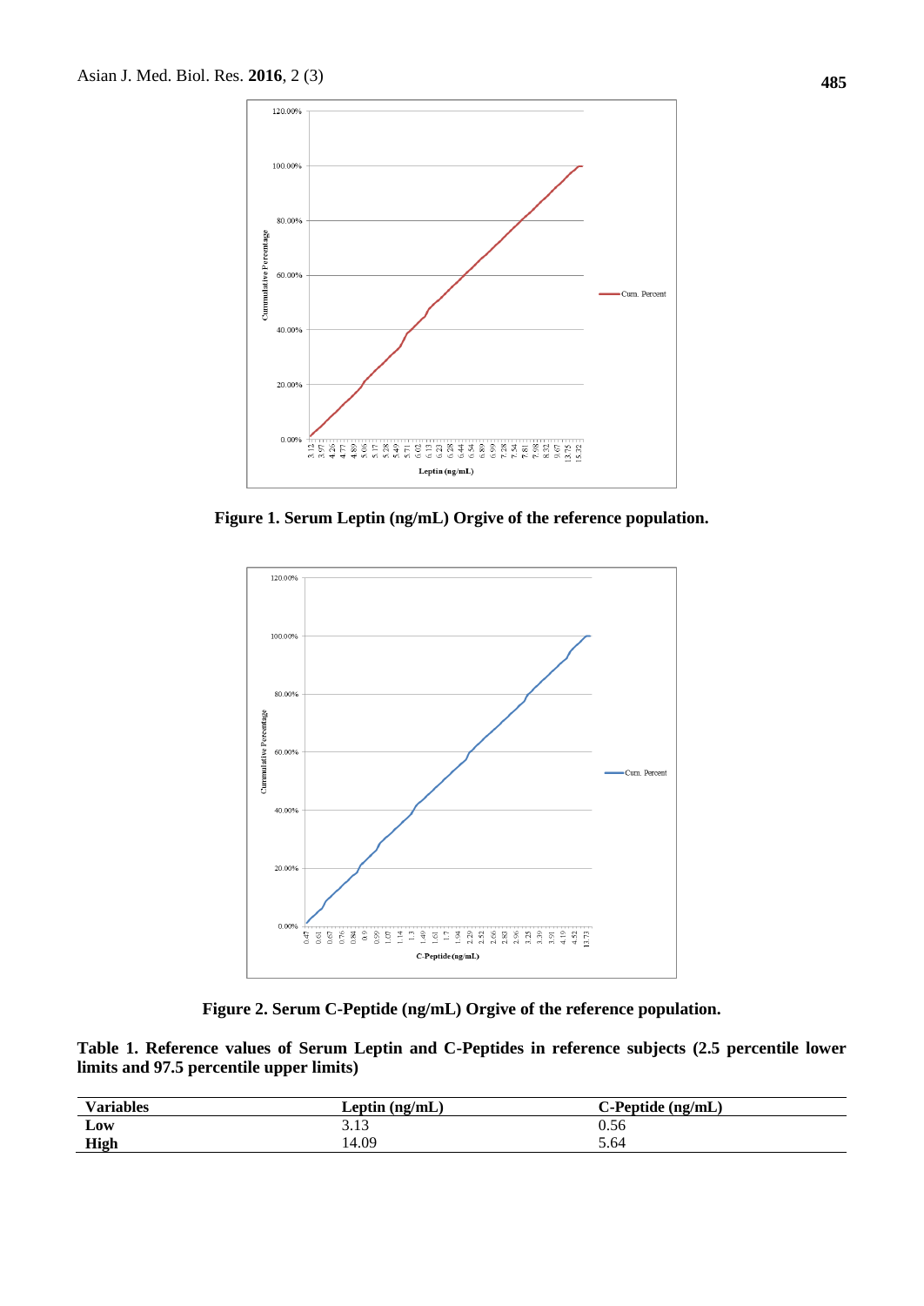Figure 1. Serum Leptin (ng/mL) Orgive of the reference population.

Figure 2. Serum C-Peptide (ng/mL) Orgive of the reference population.

**Table 1. Reference values of Serum Leptin and C-Peptides in reference subjects (2.5 percentile lower limits and 97.5 percentile upper limits)**

| Variables | Leptin (ng/mL) | C-Peptide (ng/mL) |
|---|---|---|
| **Low** | 3.13 | 0.56 |
| **High** | 14.09 | 5.64 |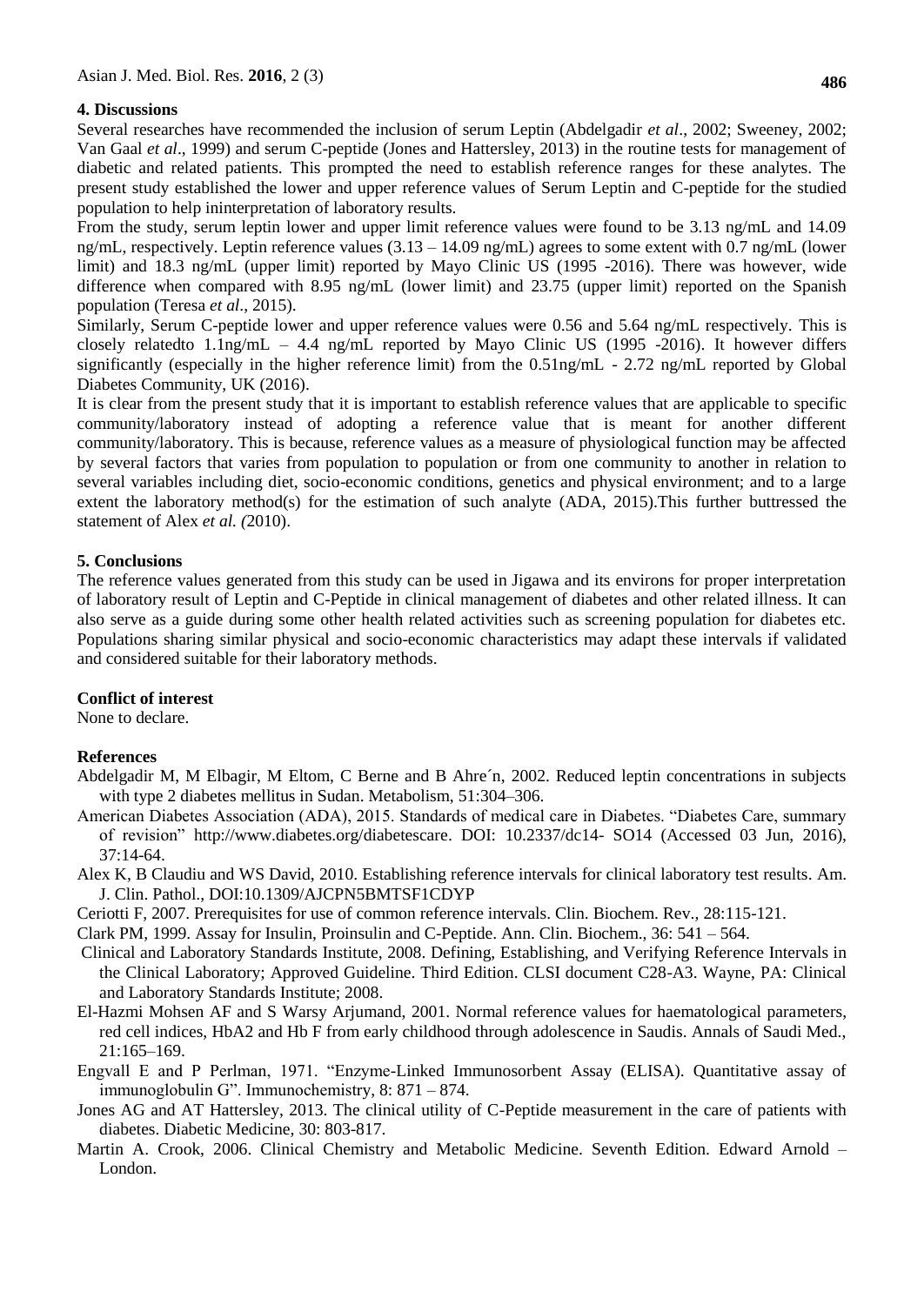## 4. Discussions

Several researches have recommended the inclusion of serum Leptin (Abdelgadir *et al*., 2002; Sweeney, 2002; Van Gaal *et al*., 1999) and serum C-peptide (Jones and Hattersley, 2013) in the routine tests for management of diabetic and related patients. This prompted the need to establish reference ranges for these analytes. The present study established the lower and upper reference values of Serum Leptin and C-peptide for the studied population to help ininterpretation of laboratory results.

From the study, serum leptin lower and upper limit reference values were found to be 3.13 ng/mL and 14.09 ng/mL, respectively. Leptin reference values (3.13 – 14.09 ng/mL) agrees to some extent with 0.7 ng/mL (lower limit) and 18.3 ng/mL (upper limit) reported by Mayo Clinic US (1995 -2016). There was however, wide difference when compared with 8.95 ng/mL (lower limit) and 23.75 (upper limit) reported on the Spanish population (Teresa *et al*., 2015).

Similarly, Serum C-peptide lower and upper reference values were 0.56 and 5.64 ng/mL respectively. This is closely relatedto 1.1ng/mL – 4.4 ng/mL reported by Mayo Clinic US (1995 -2016). It however differs significantly (especially in the higher reference limit) from the 0.51ng/mL - 2.72 ng/mL reported by Global Diabetes Community, UK (2016).

It is clear from the present study that it is important to establish reference values that are applicable to specific community/laboratory instead of adopting a reference value that is meant for another different community/laboratory. This is because, reference values as a measure of physiological function may be affected by several factors that varies from population to population or from one community to another in relation to several variables including diet, socio-economic conditions, genetics and physical environment; and to a large extent the laboratory method(s) for the estimation of such analyte (ADA, 2015).This further buttressed the statement of Alex *et al. (*2010).

## 5. Conclusions

The reference values generated from this study can be used in Jigawa and its environs for proper interpretation of laboratory result of Leptin and C-Peptide in clinical management of diabetes and other related illness. It can also serve as a guide during some other health related activities such as screening population for diabetes etc. Populations sharing similar physical and socio-economic characteristics may adapt these intervals if validated and considered suitable for their laboratory methods.

**Conflict of interest**

None to declare.

**References**

Abdelgadir M, M Elbagir, M Eltom, C Berne and B Ahre´n, 2002. Reduced leptin concentrations in subjects with type 2 diabetes mellitus in Sudan. Metabolism, 51:304–306.

American Diabetes Association (ADA), 2015. Standards of medical care in Diabetes. "Diabetes Care, summary of revision" http://www.diabetes.org/diabetescare. DOI: 10.2337/dc14- SO14 (Accessed 03 Jun, 2016), 37:14-64.

Alex K, B Claudiu and WS David, 2010. Establishing reference intervals for clinical laboratory test results. Am. J. Clin. Pathol., DOI:10.1309/AJCPN5BMTSF1CDYP

Ceriotti F, 2007. Prerequisites for use of common reference intervals. Clin. Biochem. Rev., 28:115-121.

Clark PM, 1999. Assay for Insulin, Proinsulin and C-Peptide. Ann. Clin. Biochem., 36: 541 – 564.

Clinical and Laboratory Standards Institute, 2008. Defining, Establishing, and Verifying Reference Intervals in the Clinical Laboratory; Approved Guideline. Third Edition. CLSI document C28-A3. Wayne, PA: Clinical and Laboratory Standards Institute; 2008.

El-Hazmi Mohsen AF and S Warsy Arjumand, 2001. Normal reference values for haematological parameters, red cell indices, HbA2 and Hb F from early childhood through adolescence in Saudis. Annals of Saudi Med., 21:165–169.

Engvall E and P Perlman, 1971. "Enzyme-Linked Immunosorbent Assay (ELISA). Quantitative assay of immunoglobulin G". Immunochemistry, 8: 871 – 874.

Jones AG and AT Hattersley, 2013. The clinical utility of C-Peptide measurement in the care of patients with diabetes. Diabetic Medicine, 30: 803-817.

Martin A. Crook, 2006. Clinical Chemistry and Metabolic Medicine. Seventh Edition. Edward Arnold – London.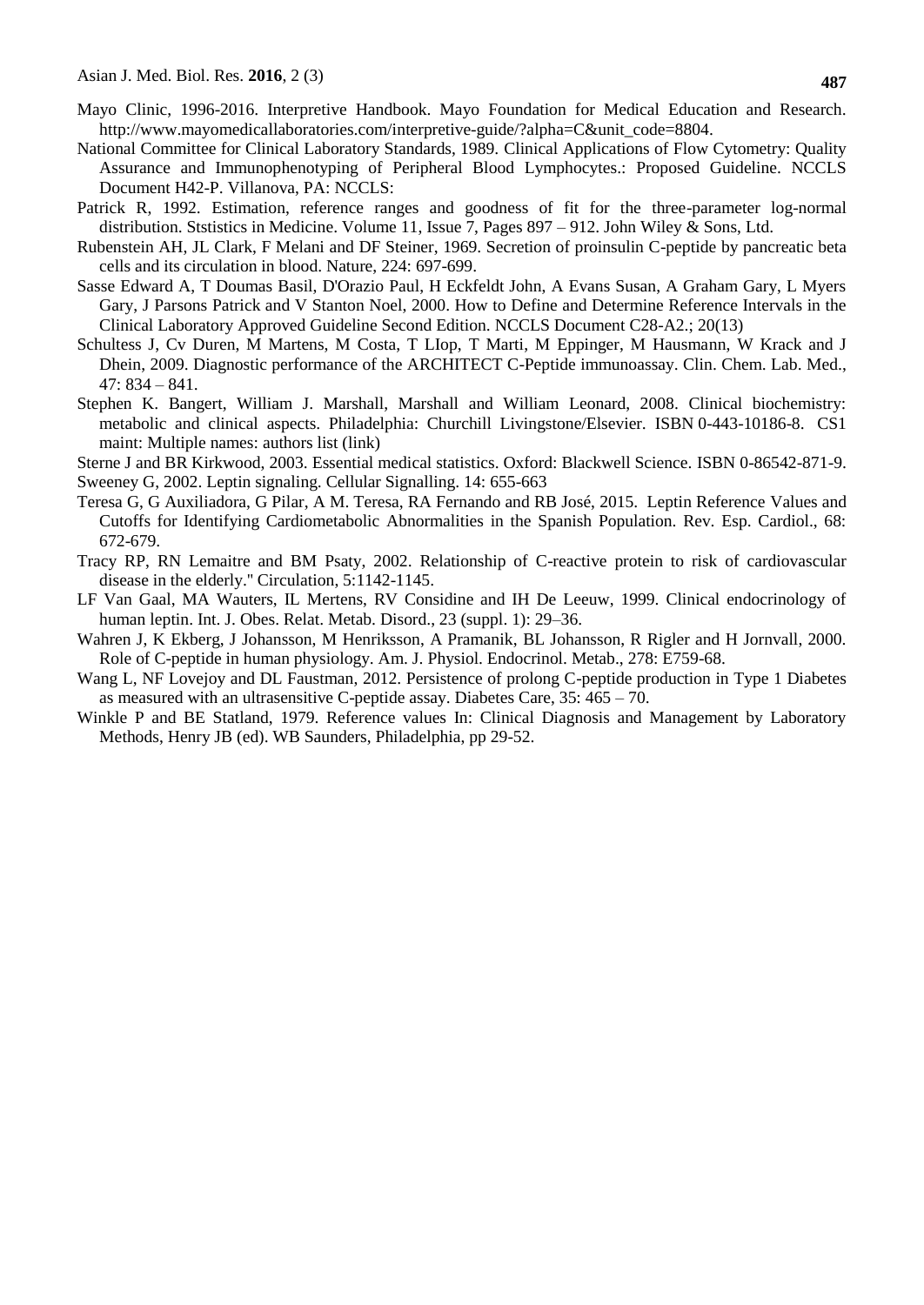Mayo Clinic, 1996-2016. Interpretive Handbook. Mayo Foundation for Medical Education and Research. http://www.mayomedicallaboratories.com/interpretive-guide/?alpha=C&unit_code=8804.

National Committee for Clinical Laboratory Standards, 1989. Clinical Applications of Flow Cytometry: Quality Assurance and Immunophenotyping of Peripheral Blood Lymphocytes.: Proposed Guideline. NCCLS Document H42-P. Villanova, PA: NCCLS:

Patrick R, 1992. Estimation, reference ranges and goodness of fit for the three-parameter log-normal distribution. Ststistics in Medicine. Volume 11, Issue 7, Pages 897 – 912. John Wiley & Sons, Ltd.

Rubenstein AH, JL Clark, F Melani and DF Steiner, 1969. Secretion of proinsulin C-peptide by pancreatic beta cells and its circulation in blood. Nature, 224: 697-699.

Sasse Edward A, T Doumas Basil, D'Orazio Paul, H Eckfeldt John, A Evans Susan, A Graham Gary, L Myers Gary, J Parsons Patrick and V Stanton Noel, 2000. How to Define and Determine Reference Intervals in the Clinical Laboratory Approved Guideline Second Edition. NCCLS Document C28-A2.; 20(13)

Schultess J, Cv Duren, M Martens, M Costa, T LIop, T Marti, M Eppinger, M Hausmann, W Krack and J Dhein, 2009. Diagnostic performance of the ARCHITECT C-Peptide immunoassay. Clin. Chem. Lab. Med., 47: 834 – 841.

Stephen K. Bangert, William J. Marshall, Marshall and William Leonard, 2008. Clinical biochemistry: metabolic and clinical aspects. Philadelphia: Churchill Livingstone/Elsevier. ISBN 0-443-10186-8. CS1 maint: Multiple names: authors list (link)

Sterne J and BR Kirkwood, 2003. Essential medical statistics. Oxford: Blackwell Science. ISBN 0-86542-871-9.

Sweeney G, 2002. Leptin signaling. Cellular Signalling. 14: 655-663

Teresa G, G Auxiliadora, G Pilar, A M. Teresa, RA Fernando and RB José, 2015. Leptin Reference Values and Cutoffs for Identifying Cardiometabolic Abnormalities in the Spanish Population. Rev. Esp. Cardiol., 68: 672-679.

Tracy RP, RN Lemaitre and BM Psaty, 2002. Relationship of C-reactive protein to risk of cardiovascular disease in the elderly." Circulation, 5:1142-1145.

LF Van Gaal, MA Wauters, IL Mertens, RV Considine and IH De Leeuw, 1999. Clinical endocrinology of human leptin. Int. J. Obes. Relat. Metab. Disord., 23 (suppl. 1): 29–36.

Wahren J, K Ekberg, J Johansson, M Henriksson, A Pramanik, BL Johansson, R Rigler and H Jornvall, 2000. Role of C-peptide in human physiology. Am. J. Physiol. Endocrinol. Metab., 278: E759-68.

Wang L, NF Lovejoy and DL Faustman, 2012. Persistence of prolong C-peptide production in Type 1 Diabetes as measured with an ultrasensitive C-peptide assay. Diabetes Care, 35: 465 – 70.

Winkle P and BE Statland, 1979. Reference values In: Clinical Diagnosis and Management by Laboratory Methods, Henry JB (ed). WB Saunders, Philadelphia, pp 29-52.